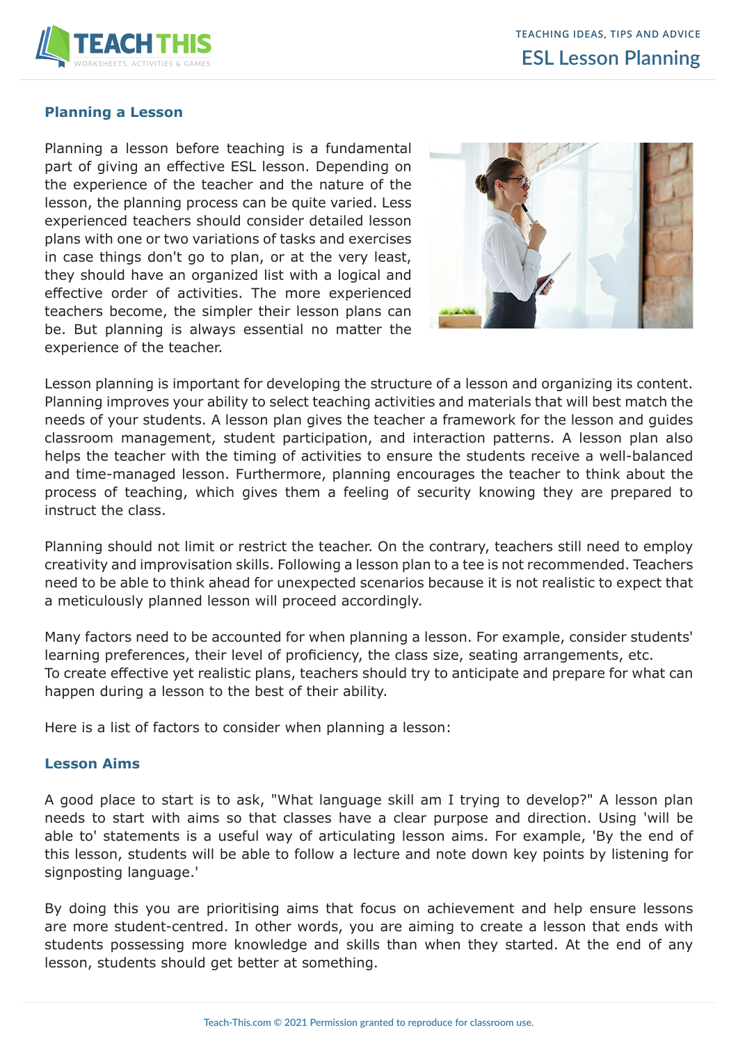# ESL Lesson Planning

## Planning a Lesson

Planning a lesson before teaching is a fundamental part of giving an effective ESL lesson. Depending on the experience of the teacher and the nature of the lesson, the planning process can be quite varied. Less experienced teachers should consider detailed lesson plans with one or two variations of tasks and exercises in case things don't go to plan, or at the very least, they should have an organized list with a logical and effective order of activities. The more experienced teachers become, the simpler their lesson plans can be. But planning is always essential no matter the experience of the teacher.

Lesson planning is important for developing the structure of a lesson and organizing its content. Planning improves your ability to select teaching activities and materials that will best match the needs of your students. A lesson plan gives the teacher a framework for the lesson and guides classroom management, student participation, and interaction patterns. A lesson plan also helps the teacher with the timing of activities to ensure the students receive a well-balanced and time-managed lesson. Furthermore, planning encourages the teacher to think about the process of teaching, which gives them a feeling of security knowing they are prepared to instruct the class.

Planning should not limit or restrict the teacher. On the contrary, teachers still need to employ creativity and improvisation skills. Following a lesson plan to a tee is not recommended. Teachers need to be able to think ahead for unexpected scenarios because it is not realistic to expect that a meticulously planned lesson will proceed accordingly.

Many factors need to be accounted for when planning a lesson. For example, consider students' learning preferences, their level of proficiency, the class size, seating arrangements, etc.
To create effective yet realistic plans, teachers should try to anticipate and prepare for what can happen during a lesson to the best of their ability.

Here is a list of factors to consider when planning a lesson:

## Lesson Aims

A good place to start is to ask, "What language skill am I trying to develop?" A lesson plan needs to start with aims so that classes have a clear purpose and direction. Using 'will be able to' statements is a useful way of articulating lesson aims. For example, 'By the end of this lesson, students will be able to follow a lecture and note down key points by listening for signposting language.'

By doing this you are prioritising aims that focus on achievement and help ensure lessons are more student-centred. In other words, you are aiming to create a lesson that ends with students possessing more knowledge and skills than when they started. At the end of any lesson, students should get better at something.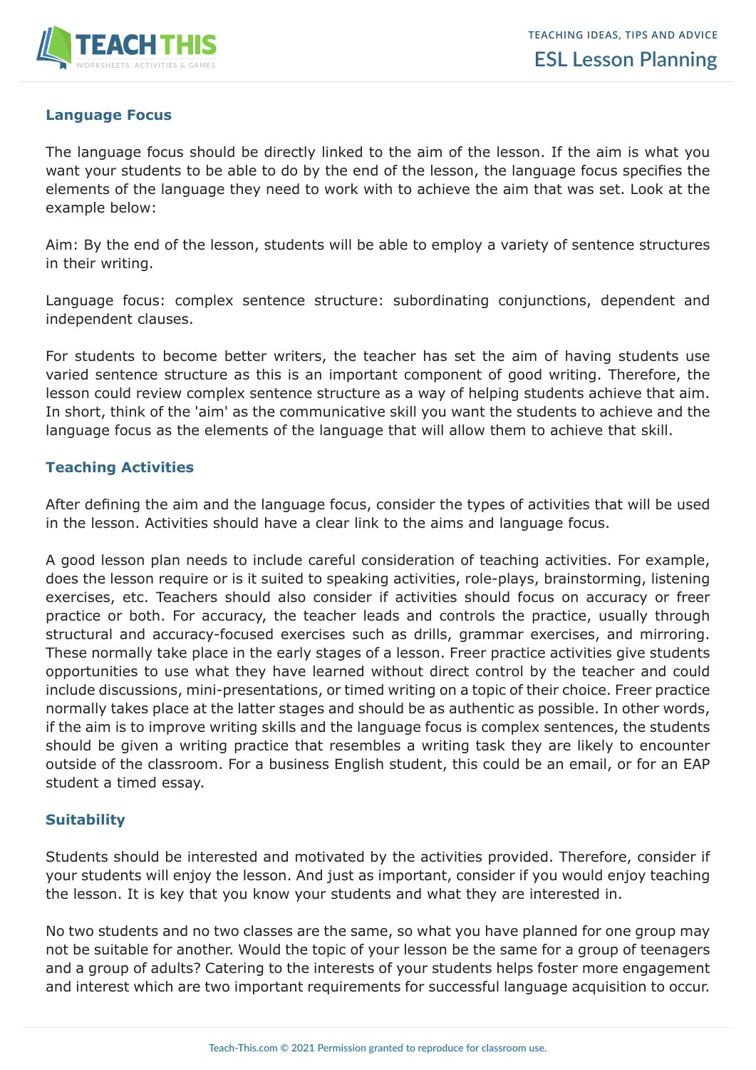## Language Focus

The language focus should be directly linked to the aim of the lesson. If the aim is what you want your students to be able to do by the end of the lesson, the language focus specifies the elements of the language they need to work with to achieve the aim that was set. Look at the example below:

Aim: By the end of the lesson, students will be able to employ a variety of sentence structures in their writing.

Language focus: complex sentence structure: subordinating conjunctions, dependent and independent clauses.

For students to become better writers, the teacher has set the aim of having students use varied sentence structure as this is an important component of good writing. Therefore, the lesson could review complex sentence structure as a way of helping students achieve that aim. In short, think of the 'aim' as the communicative skill you want the students to achieve and the language focus as the elements of the language that will allow them to achieve that skill.

## Teaching Activities

After defining the aim and the language focus, consider the types of activities that will be used in the lesson. Activities should have a clear link to the aims and language focus.

A good lesson plan needs to include careful consideration of teaching activities. For example, does the lesson require or is it suited to speaking activities, role-plays, brainstorming, listening exercises, etc. Teachers should also consider if activities should focus on accuracy or freer practice or both. For accuracy, the teacher leads and controls the practice, usually through structural and accuracy-focused exercises such as drills, grammar exercises, and mirroring. These normally take place in the early stages of a lesson. Freer practice activities give students opportunities to use what they have learned without direct control by the teacher and could include discussions, mini-presentations, or timed writing on a topic of their choice. Freer practice normally takes place at the latter stages and should be as authentic as possible. In other words, if the aim is to improve writing skills and the language focus is complex sentences, the students should be given a writing practice that resembles a writing task they are likely to encounter outside of the classroom. For a business English student, this could be an email, or for an EAP student a timed essay.

## Suitability

Students should be interested and motivated by the activities provided. Therefore, consider if your students will enjoy the lesson. And just as important, consider if you would enjoy teaching the lesson. It is key that you know your students and what they are interested in.

No two students and no two classes are the same, so what you have planned for one group may not be suitable for another. Would the topic of your lesson be the same for a group of teenagers and a group of adults? Catering to the interests of your students helps foster more engagement and interest which are two important requirements for successful language acquisition to occur.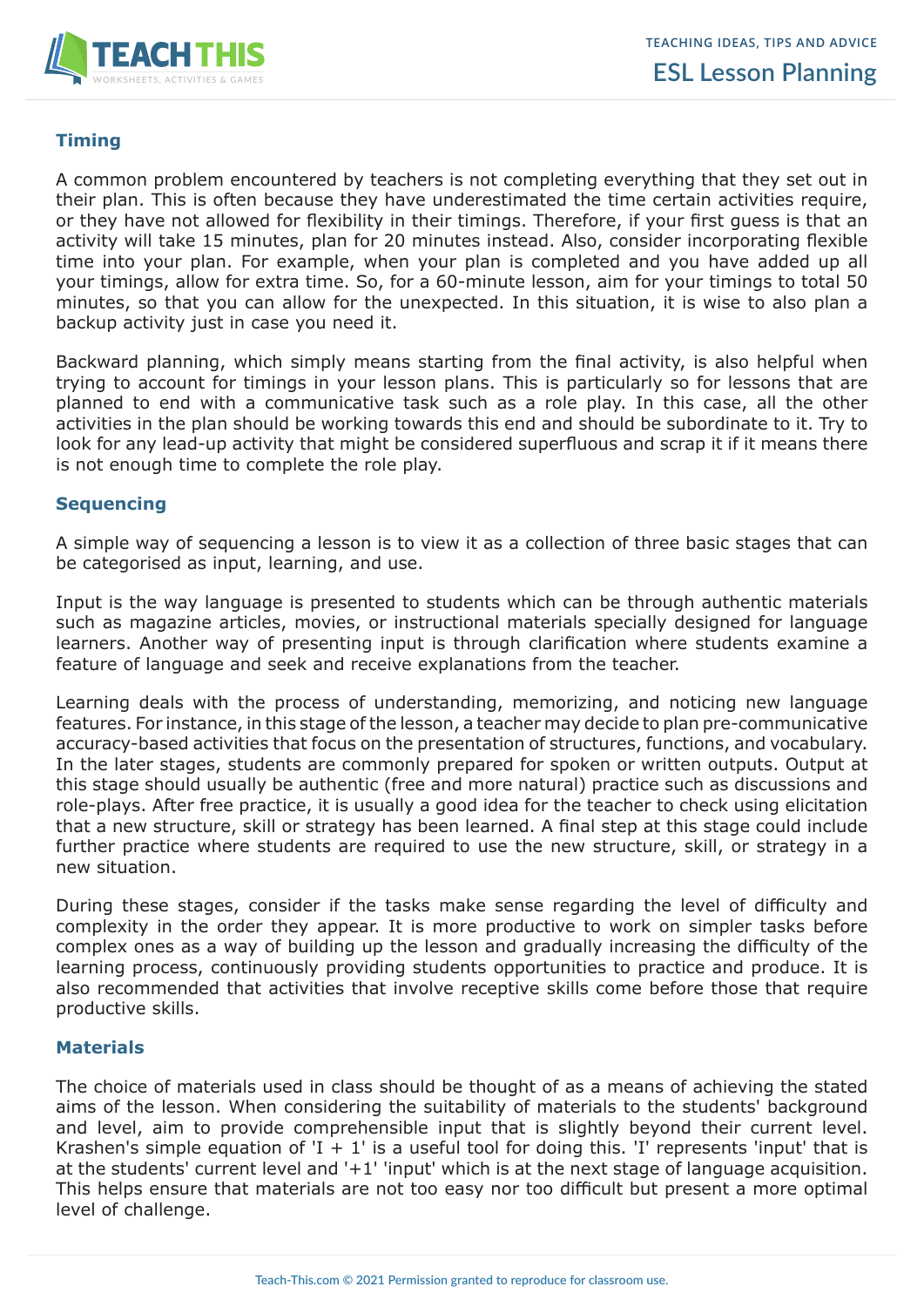## Timing

A common problem encountered by teachers is not completing everything that they set out in their plan. This is often because they have underestimated the time certain activities require, or they have not allowed for flexibility in their timings. Therefore, if your first guess is that an activity will take 15 minutes, plan for 20 minutes instead. Also, consider incorporating flexible time into your plan. For example, when your plan is completed and you have added up all your timings, allow for extra time. So, for a 60-minute lesson, aim for your timings to total 50 minutes, so that you can allow for the unexpected. In this situation, it is wise to also plan a backup activity just in case you need it.

Backward planning, which simply means starting from the final activity, is also helpful when trying to account for timings in your lesson plans. This is particularly so for lessons that are planned to end with a communicative task such as a role play. In this case, all the other activities in the plan should be working towards this end and should be subordinate to it. Try to look for any lead-up activity that might be considered superfluous and scrap it if it means there is not enough time to complete the role play.

## Sequencing

A simple way of sequencing a lesson is to view it as a collection of three basic stages that can be categorised as input, learning, and use.

Input is the way language is presented to students which can be through authentic materials such as magazine articles, movies, or instructional materials specially designed for language learners. Another way of presenting input is through clarification where students examine a feature of language and seek and receive explanations from the teacher.

Learning deals with the process of understanding, memorizing, and noticing new language features. For instance, in this stage of the lesson, a teacher may decide to plan pre-communicative accuracy-based activities that focus on the presentation of structures, functions, and vocabulary. In the later stages, students are commonly prepared for spoken or written outputs. Output at this stage should usually be authentic (free and more natural) practice such as discussions and role-plays. After free practice, it is usually a good idea for the teacher to check using elicitation that a new structure, skill or strategy has been learned. A final step at this stage could include further practice where students are required to use the new structure, skill, or strategy in a new situation.

During these stages, consider if the tasks make sense regarding the level of difficulty and complexity in the order they appear. It is more productive to work on simpler tasks before complex ones as a way of building up the lesson and gradually increasing the difficulty of the learning process, continuously providing students opportunities to practice and produce. It is also recommended that activities that involve receptive skills come before those that require productive skills.

## Materials

The choice of materials used in class should be thought of as a means of achieving the stated aims of the lesson. When considering the suitability of materials to the students' background and level, aim to provide comprehensible input that is slightly beyond their current level. Krashen's simple equation of 'I + 1' is a useful tool for doing this. 'I' represents 'input' that is at the students' current level and '+1' 'input' which is at the next stage of language acquisition. This helps ensure that materials are not too easy nor too difficult but present a more optimal level of challenge.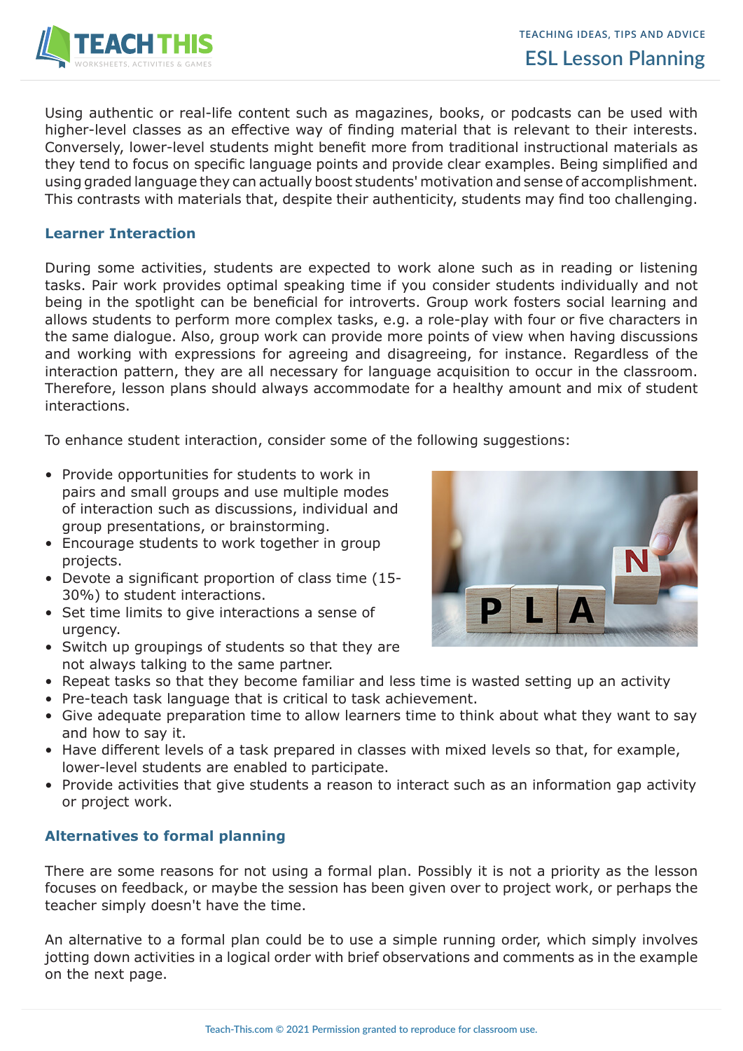Using authentic or real-life content such as magazines, books, or podcasts can be used with higher-level classes as an effective way of finding material that is relevant to their interests. Conversely, lower-level students might benefit more from traditional instructional materials as they tend to focus on specific language points and provide clear examples. Being simplified and using graded language they can actually boost students' motivation and sense of accomplishment. This contrasts with materials that, despite their authenticity, students may find too challenging.

## Learner Interaction

During some activities, students are expected to work alone such as in reading or listening tasks. Pair work provides optimal speaking time if you consider students individually and not being in the spotlight can be beneficial for introverts. Group work fosters social learning and allows students to perform more complex tasks, e.g. a role-play with four or five characters in the same dialogue. Also, group work can provide more points of view when having discussions and working with expressions for agreeing and disagreeing, for instance. Regardless of the interaction pattern, they are all necessary for language acquisition to occur in the classroom. Therefore, lesson plans should always accommodate for a healthy amount and mix of student interactions.

To enhance student interaction, consider some of the following suggestions:

- Provide opportunities for students to work in pairs and small groups and use multiple modes of interaction such as discussions, individual and group presentations, or brainstorming.
- Encourage students to work together in group projects.
- Devote a significant proportion of class time (15-30%) to student interactions.
- Set time limits to give interactions a sense of urgency.
- Switch up groupings of students so that they are not always talking to the same partner.
- Repeat tasks so that they become familiar and less time is wasted setting up an activity
- Pre-teach task language that is critical to task achievement.
- Give adequate preparation time to allow learners time to think about what they want to say and how to say it.
- Have different levels of a task prepared in classes with mixed levels so that, for example, lower-level students are enabled to participate.
- Provide activities that give students a reason to interact such as an information gap activity or project work.

## Alternatives to formal planning

There are some reasons for not using a formal plan. Possibly it is not a priority as the lesson focuses on feedback, or maybe the session has been given over to project work, or perhaps the teacher simply doesn't have the time.

An alternative to a formal plan could be to use a simple running order, which simply involves jotting down activities in a logical order with brief observations and comments as in the example on the next page.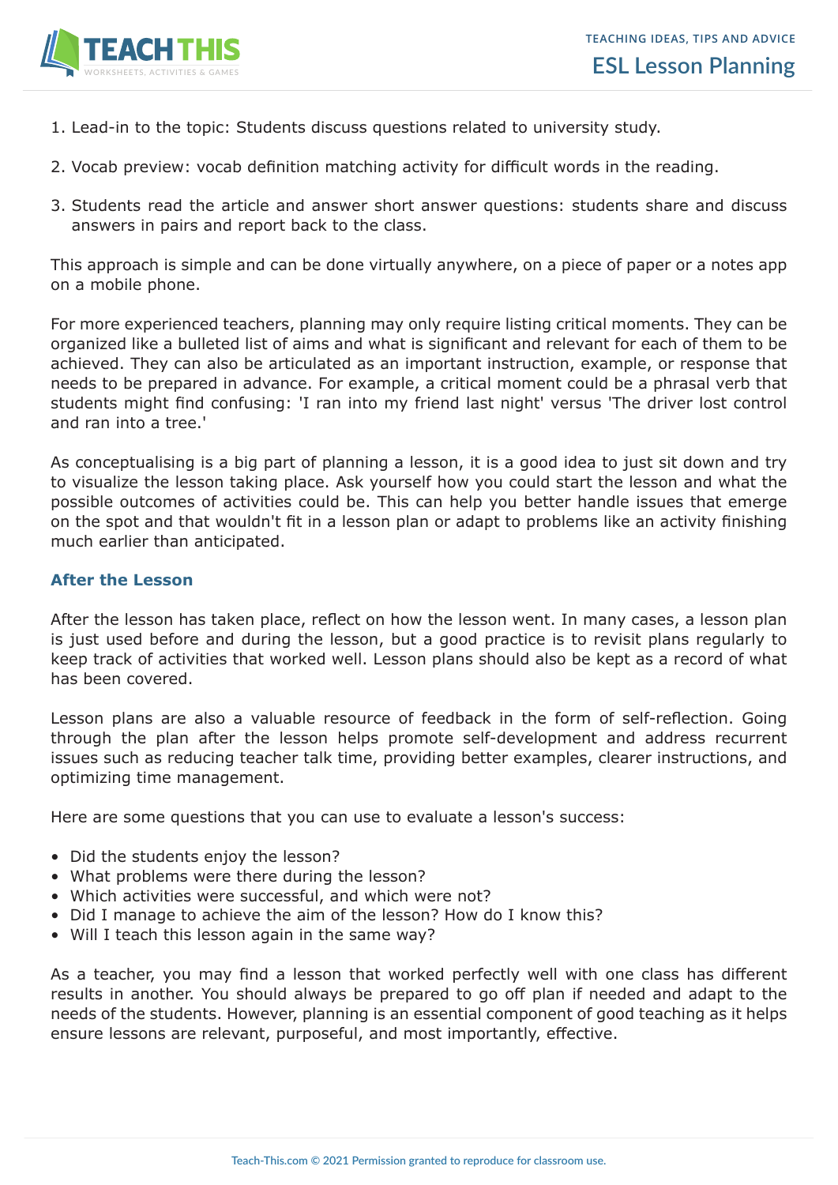1. Lead-in to the topic: Students discuss questions related to university study.
2. Vocab preview: vocab definition matching activity for difficult words in the reading.
3. Students read the article and answer short answer questions: students share and discuss answers in pairs and report back to the class.

This approach is simple and can be done virtually anywhere, on a piece of paper or a notes app on a mobile phone.

For more experienced teachers, planning may only require listing critical moments. They can be organized like a bulleted list of aims and what is significant and relevant for each of them to be achieved. They can also be articulated as an important instruction, example, or response that needs to be prepared in advance. For example, a critical moment could be a phrasal verb that students might find confusing: 'I ran into my friend last night' versus 'The driver lost control and ran into a tree.'

As conceptualising is a big part of planning a lesson, it is a good idea to just sit down and try to visualize the lesson taking place. Ask yourself how you could start the lesson and what the possible outcomes of activities could be. This can help you better handle issues that emerge on the spot and that wouldn't fit in a lesson plan or adapt to problems like an activity finishing much earlier than anticipated.

### After the Lesson

After the lesson has taken place, reflect on how the lesson went. In many cases, a lesson plan is just used before and during the lesson, but a good practice is to revisit plans regularly to keep track of activities that worked well. Lesson plans should also be kept as a record of what has been covered.

Lesson plans are also a valuable resource of feedback in the form of self-reflection. Going through the plan after the lesson helps promote self-development and address recurrent issues such as reducing teacher talk time, providing better examples, clearer instructions, and optimizing time management.

Here are some questions that you can use to evaluate a lesson's success:

- Did the students enjoy the lesson?
- What problems were there during the lesson?
- Which activities were successful, and which were not?
- Did I manage to achieve the aim of the lesson? How do I know this?
- Will I teach this lesson again in the same way?

As a teacher, you may find a lesson that worked perfectly well with one class has different results in another. You should always be prepared to go off plan if needed and adapt to the needs of the students. However, planning is an essential component of good teaching as it helps ensure lessons are relevant, purposeful, and most importantly, effective.